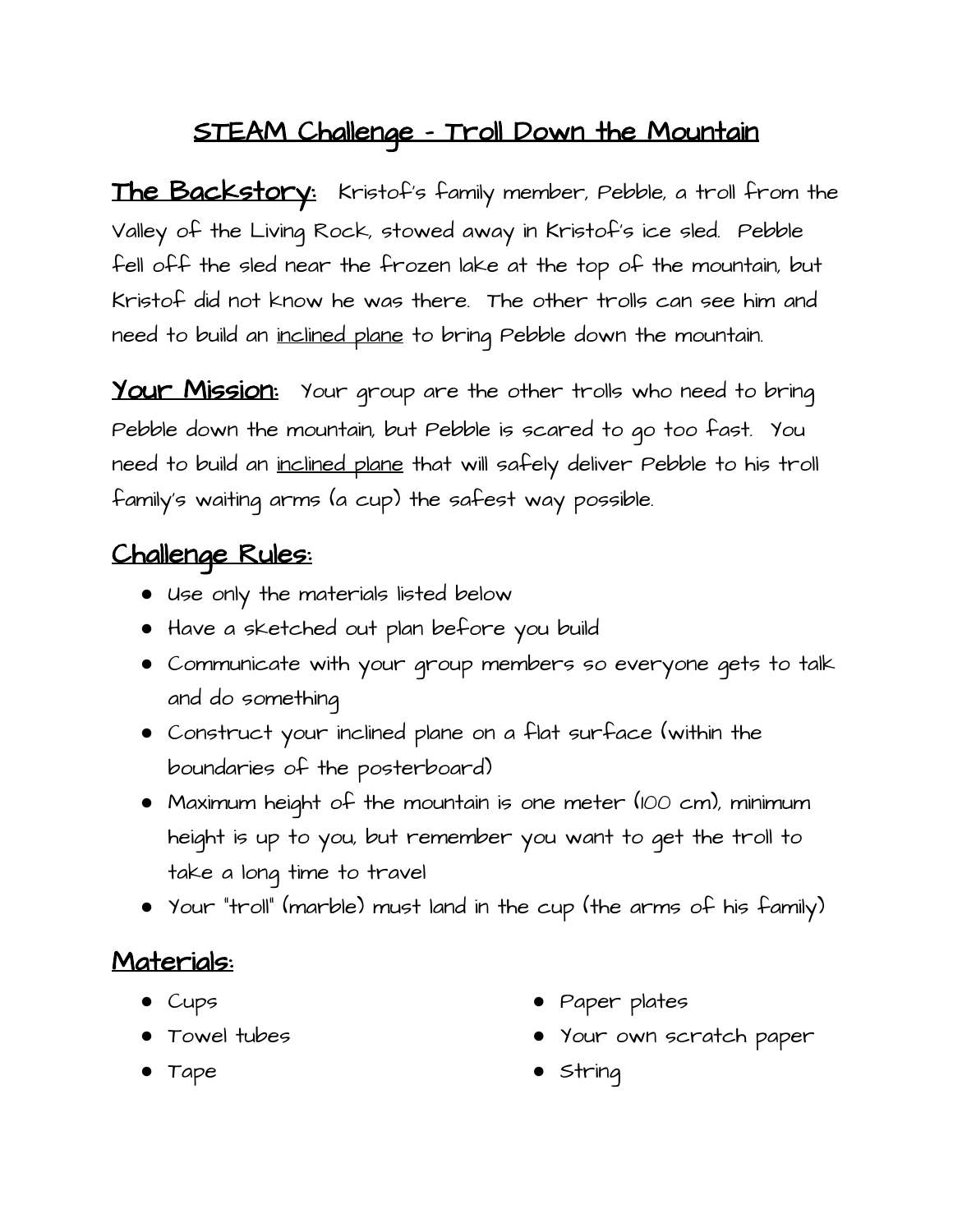# STEAM Challenge - Troll Down the Mountain

**The Backstory:** Kristof's family member, Pebble, a troll from the Valley of the Living Rock, stowed away in Kristof's ice sled. Pebble fell off the sled near the frozen lake at the top of the mountain, but Kristof did not know he was there. The other trolls can see him and need to build an inclined plane to bring Pebble down the mountain.

**Your Mission:** Your group are the other trolls who need to bring Pebble down the mountain, but Pebble is scared to go too fast. You need to build an inclined plane that will safely deliver Pebble to his troll family's waiting arms (a cup) the safest way possible.

## Challenge Rules:

- Use only the materials listed below
- Have a sketched out plan before you build
- Communicate with your group members so everyone gets to talk and do something
- Construct your inclined plane on a flat surface (within the boundaries of the posterboard)
- Maximum height of the mountain is one meter (100 cm), minimum height is up to you, but remember you want to get the troll to take a long time to travel
- Your "troll" (marble) must land in the cup (the arms of his family)

## Materials:

- Cups
- Towel tubes
- Tape
- Paper plates
- Your own scratch paper
- String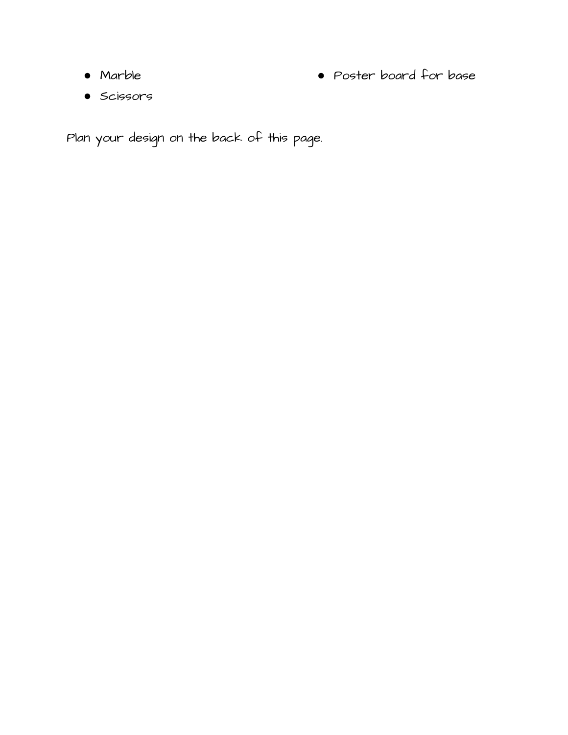- Marble
- Scissors
- Poster board for base

Plan your design on the back of this page.